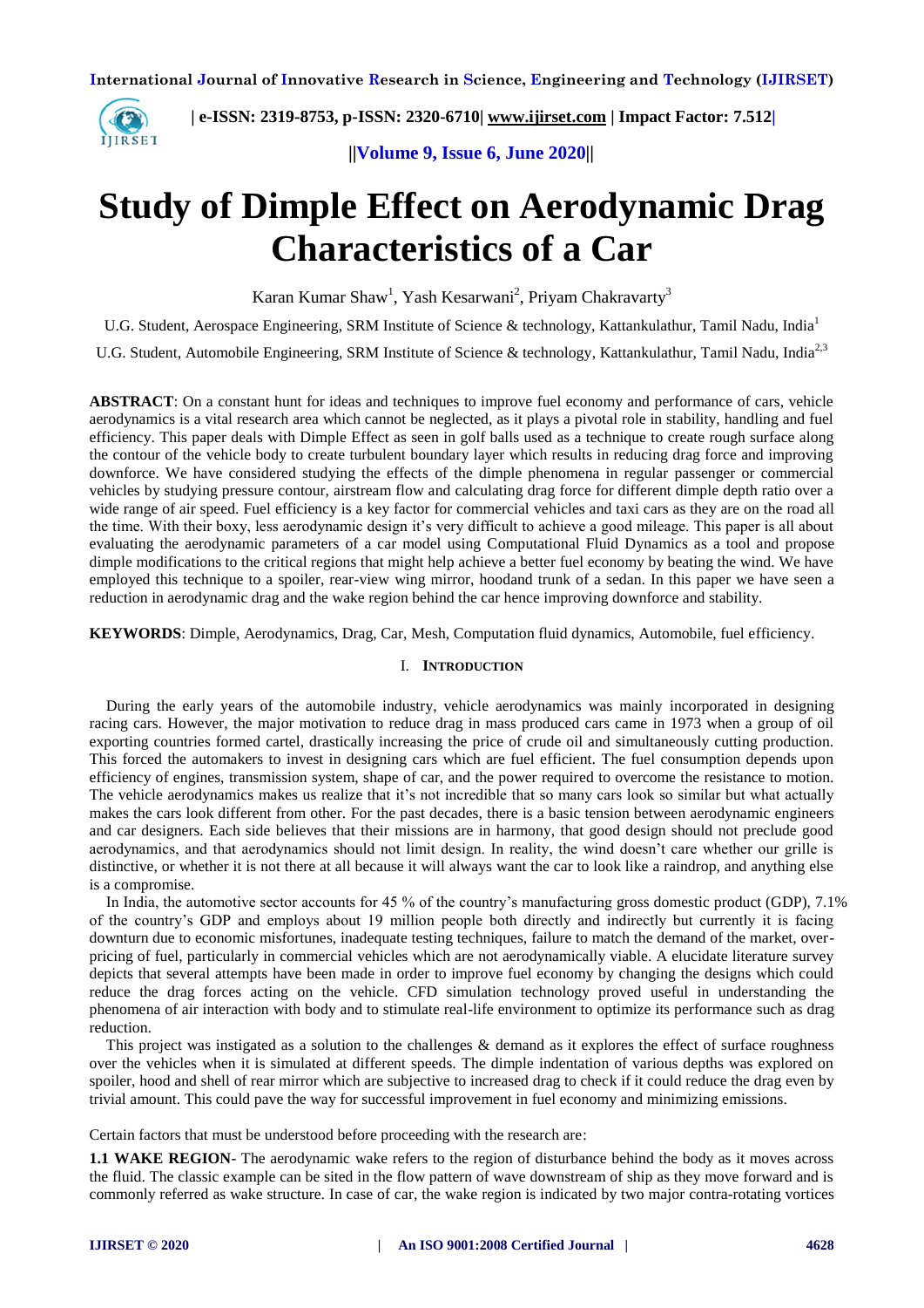# Study of Dimple Effect on Aerodynamic Drag Characteristics of a Car

Karan Kumar Shaw[1], Yash Kesarwani[2], Priyam Chakravarty[3]

U.G. Student, Aerospace Engineering, SRM Institute of Science & technology, Kattankulathur, Tamil Nadu, India[1]

U.G. Student, Automobile Engineering, SRM Institute of Science & technology, Kattankulathur, Tamil Nadu, India[2,3]

**ABSTRACT**: On a constant hunt for ideas and techniques to improve fuel economy and performance of cars, vehicle aerodynamics is a vital research area which cannot be neglected, as it plays a pivotal role in stability, handling and fuel efficiency. This paper deals with Dimple Effect as seen in golf balls used as a technique to create rough surface along the contour of the vehicle body to create turbulent boundary layer which results in reducing drag force and improving downforce. We have considered studying the effects of the dimple phenomena in regular passenger or commercial vehicles by studying pressure contour, airstream flow and calculating drag force for different dimple depth ratio over a wide range of air speed. Fuel efficiency is a key factor for commercial vehicles and taxi cars as they are on the road all the time. With their boxy, less aerodynamic design it's very difficult to achieve a good mileage. This paper is all about evaluating the aerodynamic parameters of a car model using Computational Fluid Dynamics as a tool and propose dimple modifications to the critical regions that might help achieve a better fuel economy by beating the wind. We have employed this technique to a spoiler, rear-view wing mirror, hoodand trunk of a sedan. In this paper we have seen a reduction in aerodynamic drag and the wake region behind the car hence improving downforce and stability.

**KEYWORDS**: Dimple, Aerodynamics, Drag, Car, Mesh, Computation fluid dynamics, Automobile, fuel efficiency.

## I. INTRODUCTION

During the early years of the automobile industry, vehicle aerodynamics was mainly incorporated in designing racing cars. However, the major motivation to reduce drag in mass produced cars came in 1973 when a group of oil exporting countries formed cartel, drastically increasing the price of crude oil and simultaneously cutting production. This forced the automakers to invest in designing cars which are fuel efficient. The fuel consumption depends upon efficiency of engines, transmission system, shape of car, and the power required to overcome the resistance to motion. The vehicle aerodynamics makes us realize that it's not incredible that so many cars look so similar but what actually makes the cars look different from other. For the past decades, there is a basic tension between aerodynamic engineers and car designers. Each side believes that their missions are in harmony, that good design should not preclude good aerodynamics, and that aerodynamics should not limit design. In reality, the wind doesn't care whether our grille is distinctive, or whether it is not there at all because it will always want the car to look like a raindrop, and anything else is a compromise.

In India, the automotive sector accounts for 45 % of the country's manufacturing gross domestic product (GDP), 7.1% of the country's GDP and employs about 19 million people both directly and indirectly but currently it is facing downturn due to economic misfortunes, inadequate testing techniques, failure to match the demand of the market, over-pricing of fuel, particularly in commercial vehicles which are not aerodynamically viable. A elucidate literature survey depicts that several attempts have been made in order to improve fuel economy by changing the designs which could reduce the drag forces acting on the vehicle. CFD simulation technology proved useful in understanding the phenomena of air interaction with body and to stimulate real-life environment to optimize its performance such as drag reduction.

This project was instigated as a solution to the challenges & demand as it explores the effect of surface roughness over the vehicles when it is simulated at different speeds. The dimple indentation of various depths was explored on spoiler, hood and shell of rear mirror which are subjective to increased drag to check if it could reduce the drag even by trivial amount. This could pave the way for successful improvement in fuel economy and minimizing emissions.

Certain factors that must be understood before proceeding with the research are:

**1.1 WAKE REGION**- The aerodynamic wake refers to the region of disturbance behind the body as it moves across the fluid. The classic example can be sited in the flow pattern of wave downstream of ship as they move forward and is commonly referred as wake structure. In case of car, the wake region is indicated by two major contra-rotating vortices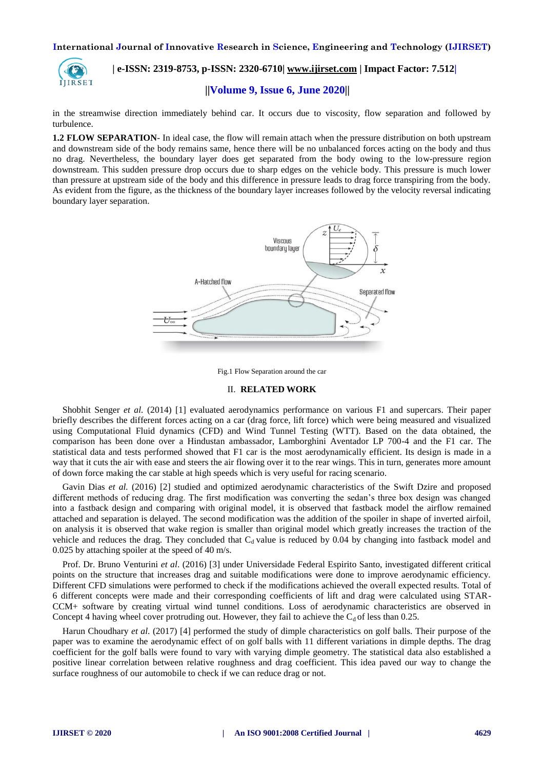in the streamwise direction immediately behind car. It occurs due to viscosity, flow separation and followed by turbulence.

**1.2 FLOW SEPARATION**- In ideal case, the flow will remain attach when the pressure distribution on both upstream and downstream side of the body remains same, hence there will be no unbalanced forces acting on the body and thus no drag. Nevertheless, the boundary layer does get separated from the body owing to the low-pressure region downstream. This sudden pressure drop occurs due to sharp edges on the vehicle body. This pressure is much lower than pressure at upstream side of the body and this difference in pressure leads to drag force transpiring from the body. As evident from the figure, as the thickness of the boundary layer increases followed by the velocity reversal indicating boundary layer separation.

Fig.1 Flow Separation around the car

## II. RELATED WORK

Shobhit Senger *et al.* (2014) [1] evaluated aerodynamics performance on various F1 and supercars. Their paper briefly describes the different forces acting on a car (drag force, lift force) which were being measured and visualized using Computational Fluid dynamics (CFD) and Wind Tunnel Testing (WTT). Based on the data obtained, the comparison has been done over a Hindustan ambassador, Lamborghini Aventador LP 700-4 and the F1 car. The statistical data and tests performed showed that F1 car is the most aerodynamically efficient. Its design is made in a way that it cuts the air with ease and steers the air flowing over it to the rear wings. This in turn, generates more amount of down force making the car stable at high speeds which is very useful for racing scenario.

Gavin Dias *et al.* (2016) [2] studied and optimized aerodynamic characteristics of the Swift Dzire and proposed different methods of reducing drag. The first modification was converting the sedan's three box design was changed into a fastback design and comparing with original model, it is observed that fastback model the airflow remained attached and separation is delayed. The second modification was the addition of the spoiler in shape of inverted airfoil, on analysis it is observed that wake region is smaller than original model which greatly increases the traction of the vehicle and reduces the drag. They concluded that $C_d$ value is reduced by 0.04 by changing into fastback model and 0.025 by attaching spoiler at the speed of 40 m/s.

Prof. Dr. Bruno Venturini *et al.* (2016) [3] under Universidade Federal Espirito Santo, investigated different critical points on the structure that increases drag and suitable modifications were done to improve aerodynamic efficiency. Different CFD simulations were performed to check if the modifications achieved the overall expected results. Total of 6 different concepts were made and their corresponding coefficients of lift and drag were calculated using STAR-CCM+ software by creating virtual wind tunnel conditions. Loss of aerodynamic characteristics are observed in Concept 4 having wheel cover protruding out. However, they fail to achieve the $C_d$ of less than 0.25.

Harun Choudhary *et al.* (2017) [4] performed the study of dimple characteristics on golf balls. Their purpose of the paper was to examine the aerodynamic effect of on golf balls with 11 different variations in dimple depths. The drag coefficient for the golf balls were found to vary with varying dimple geometry. The statistical data also established a positive linear correlation between relative roughness and drag coefficient. This idea paved our way to change the surface roughness of our automobile to check if we can reduce drag or not.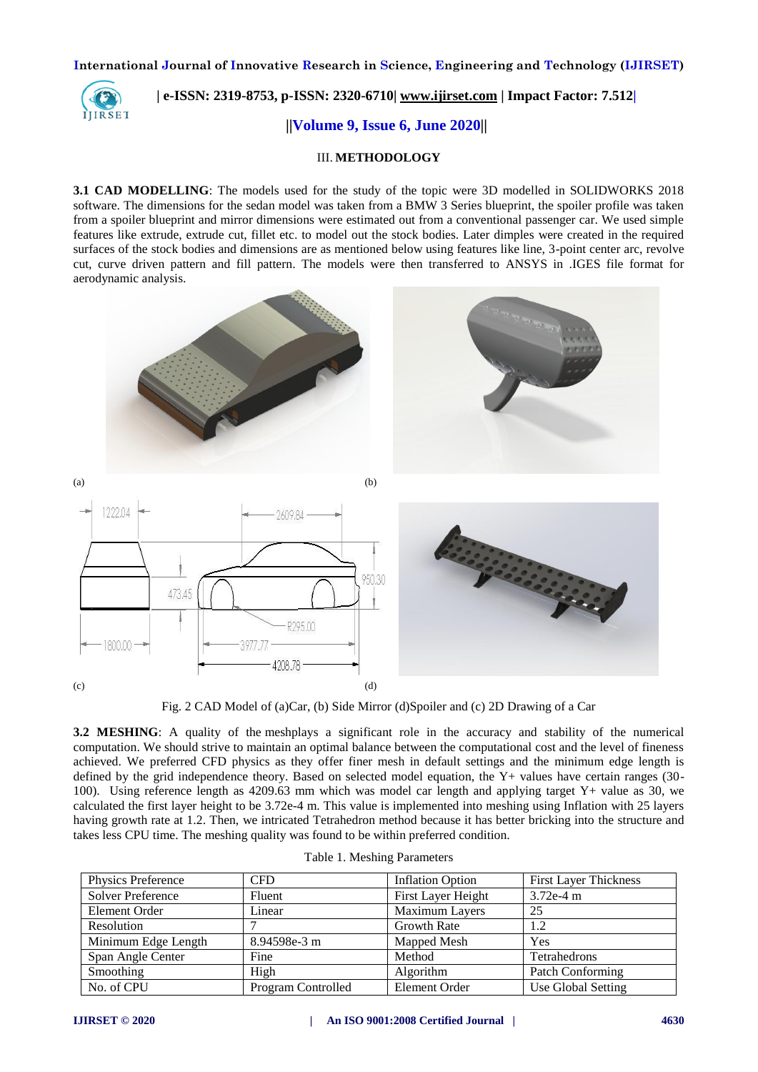## III. METHODOLOGY

**3.1 CAD MODELLING**: The models used for the study of the topic were 3D modelled in SOLIDWORKS 2018 software. The dimensions for the sedan model was taken from a BMW 3 Series blueprint, the spoiler profile was taken from a spoiler blueprint and mirror dimensions were estimated out from a conventional passenger car. We used simple features like extrude, extrude cut, fillet etc. to model out the stock bodies. Later dimples were created in the required surfaces of the stock bodies and dimensions are as mentioned below using features like line, 3-point center arc, revolve cut, curve driven pattern and fill pattern. The models were then transferred to ANSYS in .IGES file format for aerodynamic analysis.

(a) (b)

(c) (d)

Fig. 2 CAD Model of (a)Car, (b) Side Mirror (d)Spoiler and (c) 2D Drawing of a Car

**3.2 MESHING**: A quality of the meshplays a significant role in the accuracy and stability of the numerical computation. We should strive to maintain an optimal balance between the computational cost and the level of fineness achieved. We preferred CFD physics as they offer finer mesh in default settings and the minimum edge length is defined by the grid independence theory. Based on selected model equation, the Y+ values have certain ranges (30-100). Using reference length as 4209.63 mm which was model car length and applying target Y+ value as 30, we calculated the first layer height to be 3.72e-4 m. This value is implemented into meshing using Inflation with 25 layers having growth rate at 1.2. Then, we intricated Tetrahedron method because it has better bricking into the structure and takes less CPU time. The meshing quality was found to be within preferred condition.

Table 1. Meshing Parameters

| Physics Preference | CFD | Inflation Option | First Layer Thickness |
|---|---|---|---|
| Solver Preference | Fluent | First Layer Height | 3.72e-4 m |
| Element Order | Linear | Maximum Layers | 25 |
| Resolution | 7 | Growth Rate | 1.2 |
| Minimum Edge Length | 8.94598e-3 m | Mapped Mesh | Yes |
| Span Angle Center | Fine | Method | Tetrahedrons |
| Smoothing | High | Algorithm | Patch Conforming |
| No. of CPU | Program Controlled | Element Order | Use Global Setting |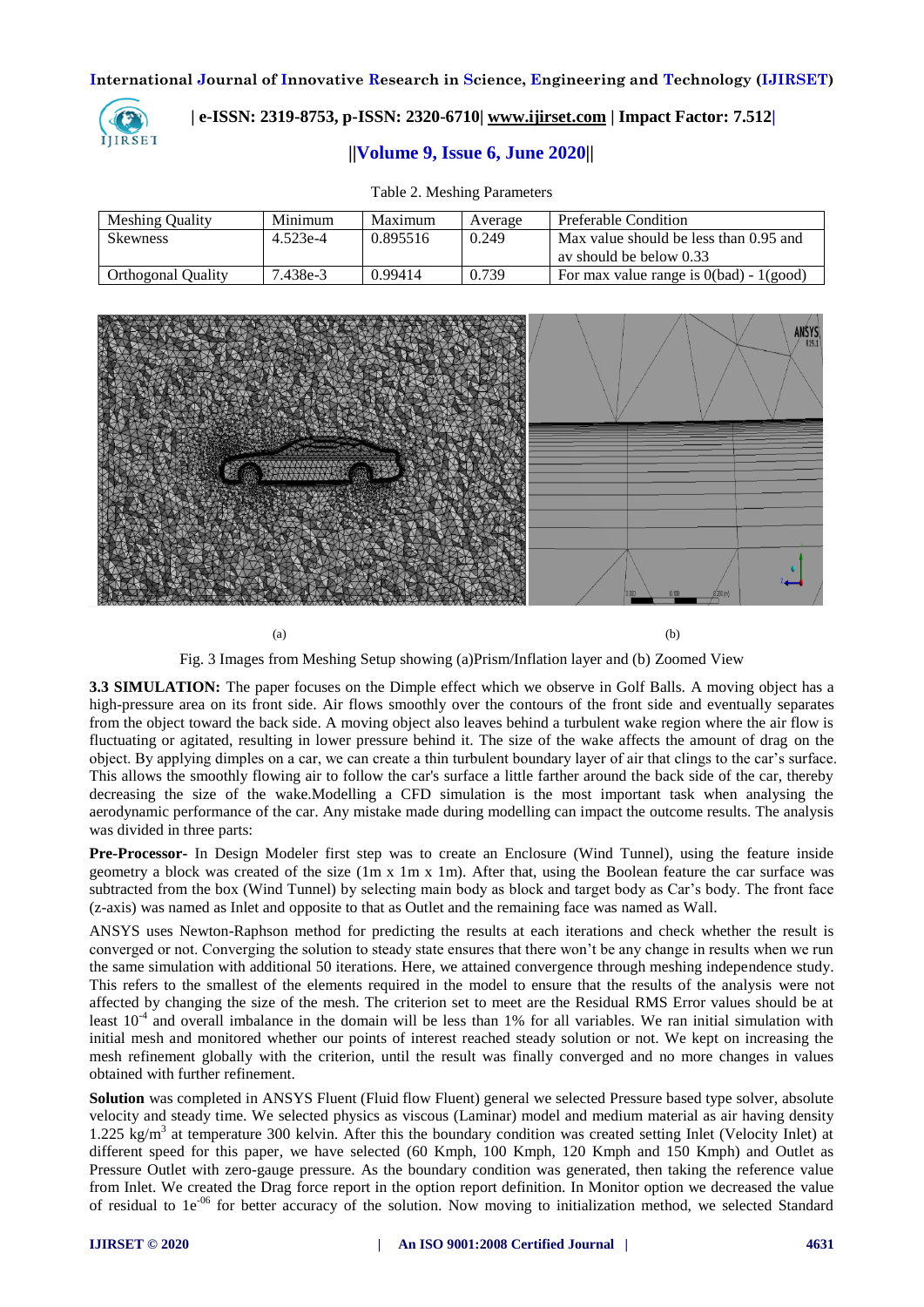Table 2. Meshing Parameters

| Meshing Quality | Minimum | Maximum | Average | Preferable Condition |
|---|---|---|---|---|
| Skewness | 4.523e-4 | 0.895516 | 0.249 | Max value should be less than 0.95 and av should be below 0.33 |
| Orthogonal Quality | 7.438e-3 | 0.99414 | 0.739 | For max value range is 0(bad) - 1(good) |

(a) (b)

Fig. 3 Images from Meshing Setup showing (a)Prism/Inflation layer and (b) Zoomed View

**3.3 SIMULATION:** The paper focuses on the Dimple effect which we observe in Golf Balls. A moving object has a high-pressure area on its front side. Air flows smoothly over the contours of the front side and eventually separates from the object toward the back side. A moving object also leaves behind a turbulent wake region where the air flow is fluctuating or agitated, resulting in lower pressure behind it. The size of the wake affects the amount of drag on the object. By applying dimples on a car, we can create a thin turbulent boundary layer of air that clings to the car's surface. This allows the smoothly flowing air to follow the car's surface a little farther around the back side of the car, thereby decreasing the size of the wake.Modelling a CFD simulation is the most important task when analysing the aerodynamic performance of the car. Any mistake made during modelling can impact the outcome results. The analysis was divided in three parts:

**Pre-Processor-** In Design Modeler first step was to create an Enclosure (Wind Tunnel), using the feature inside geometry a block was created of the size (1m x 1m x 1m). After that, using the Boolean feature the car surface was subtracted from the box (Wind Tunnel) by selecting main body as block and target body as Car's body. The front face (z-axis) was named as Inlet and opposite to that as Outlet and the remaining face was named as Wall.

ANSYS uses Newton-Raphson method for predicting the results at each iterations and check whether the result is converged or not. Converging the solution to steady state ensures that there won't be any change in results when we run the same simulation with additional 50 iterations. Here, we attained convergence through meshing independence study. This refers to the smallest of the elements required in the model to ensure that the results of the analysis were not affected by changing the size of the mesh. The criterion set to meet are the Residual RMS Error values should be at least $10^{-4}$ and overall imbalance in the domain will be less than 1% for all variables. We ran initial simulation with initial mesh and monitored whether our points of interest reached steady solution or not. We kept on increasing the mesh refinement globally with the criterion, until the result was finally converged and no more changes in values obtained with further refinement.

**Solution** was completed in ANSYS Fluent (Fluid flow Fluent) general we selected Pressure based type solver, absolute velocity and steady time. We selected physics as viscous (Laminar) model and medium material as air having density 1.225 kg/$m^3$ at temperature 300 kelvin. After this the boundary condition was created setting Inlet (Velocity Inlet) at different speed for this paper, we have selected (60 Kmph, 100 Kmph, 120 Kmph and 150 Kmph) and Outlet as Pressure Outlet with zero-gauge pressure. As the boundary condition was generated, then taking the reference value from Inlet. We created the Drag force report in the option report definition. In Monitor option we decreased the value of residual to $1e^{-06}$ for better accuracy of the solution. Now moving to initialization method, we selected Standard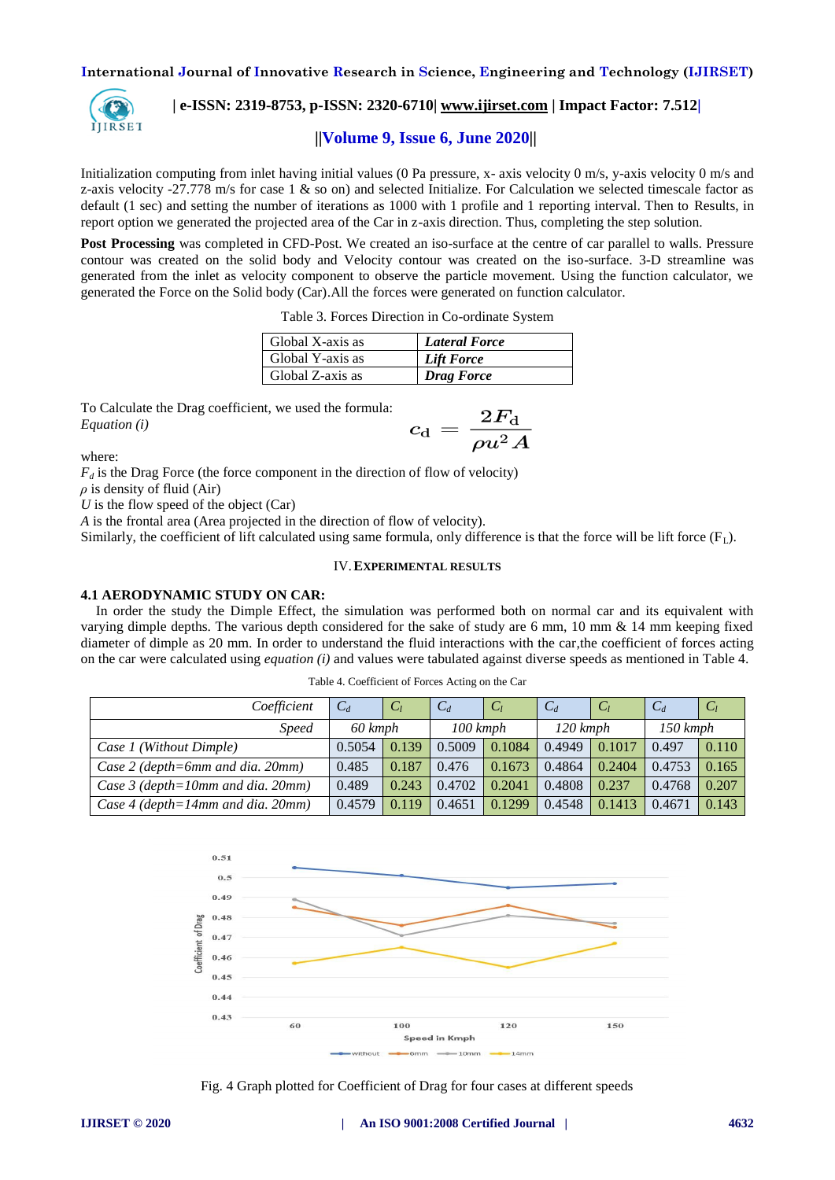Initialization computing from inlet having initial values (0 Pa pressure, x- axis velocity 0 m/s, y-axis velocity 0 m/s and z-axis velocity -27.778 m/s for case 1 & so on) and selected Initialize. For Calculation we selected timescale factor as default (1 sec) and setting the number of iterations as 1000 with 1 profile and 1 reporting interval. Then to Results, in report option we generated the projected area of the Car in z-axis direction. Thus, completing the step solution.

**Post Processing** was completed in CFD-Post. We created an iso-surface at the centre of car parallel to walls. Pressure contour was created on the solid body and Velocity contour was created on the iso-surface. 3-D streamline was generated from the inlet as velocity component to observe the particle movement. Using the function calculator, we generated the Force on the Solid body (Car).All the forces were generated on function calculator.

Table 3. Forces Direction in Co-ordinate System

| | |
|---|---|
| Global X-axis as | ***Lateral Force*** |
| Global Y-axis as | ***Lift Force*** |
| Global Z-axis as | ***Drag Force*** |

To Calculate the Drag coefficient, we used the formula:
*Equation (i)*

$$c_{\mathrm{d}} = \frac{2F_{\mathrm{d}}}{\rho u^2 A}$$

where:
$F_d$ is the Drag Force (the force component in the direction of flow of velocity)
$\rho$ is density of fluid (Air)
$U$ is the flow speed of the object (Car)
$A$ is the frontal area (Area projected in the direction of flow of velocity).
Similarly, the coefficient of lift calculated using same formula, only difference is that the force will be lift force ($F_L$).

## IV. EXPERIMENTAL RESULTS

### 4.1 AERODYNAMIC STUDY ON CAR:

In order the study the Dimple Effect, the simulation was performed both on normal car and its equivalent with varying dimple depths. The various depth considered for the sake of study are 6 mm, 10 mm & 14 mm keeping fixed diameter of dimple as 20 mm. In order to understand the fluid interactions with the car,the coefficient of forces acting on the car were calculated using *equation (i)* and values were tabulated against diverse speeds as mentioned in Table 4.

Table 4. Coefficient of Forces Acting on the Car

| *Coefficient* | $C_d$ | $C_l$ | $C_d$ | $C_l$ | $C_d$ | $C_l$ | $C_d$ | $C_l$ |
|---|---|---|---|---|---|---|---|---|
| *Speed* | *60 kmph* | | *100 kmph* | | *120 kmph* | | *150 kmph* | |
| *Case 1 (Without Dimple)* | 0.5054 | 0.139 | 0.5009 | 0.1084 | 0.4949 | 0.1017 | 0.497 | 0.110 |
| *Case 2 (depth=6mm and dia. 20mm)* | 0.485 | 0.187 | 0.476 | 0.1673 | 0.4864 | 0.2404 | 0.4753 | 0.165 |
| *Case 3 (depth=10mm and dia. 20mm)* | 0.489 | 0.243 | 0.4702 | 0.2041 | 0.4808 | 0.237 | 0.4768 | 0.207 |
| *Case 4 (depth=14mm and dia. 20mm)* | 0.4579 | 0.119 | 0.4651 | 0.1299 | 0.4548 | 0.1413 | 0.4671 | 0.143 |

Fig. 4 Graph plotted for Coefficient of Drag for four cases at different speeds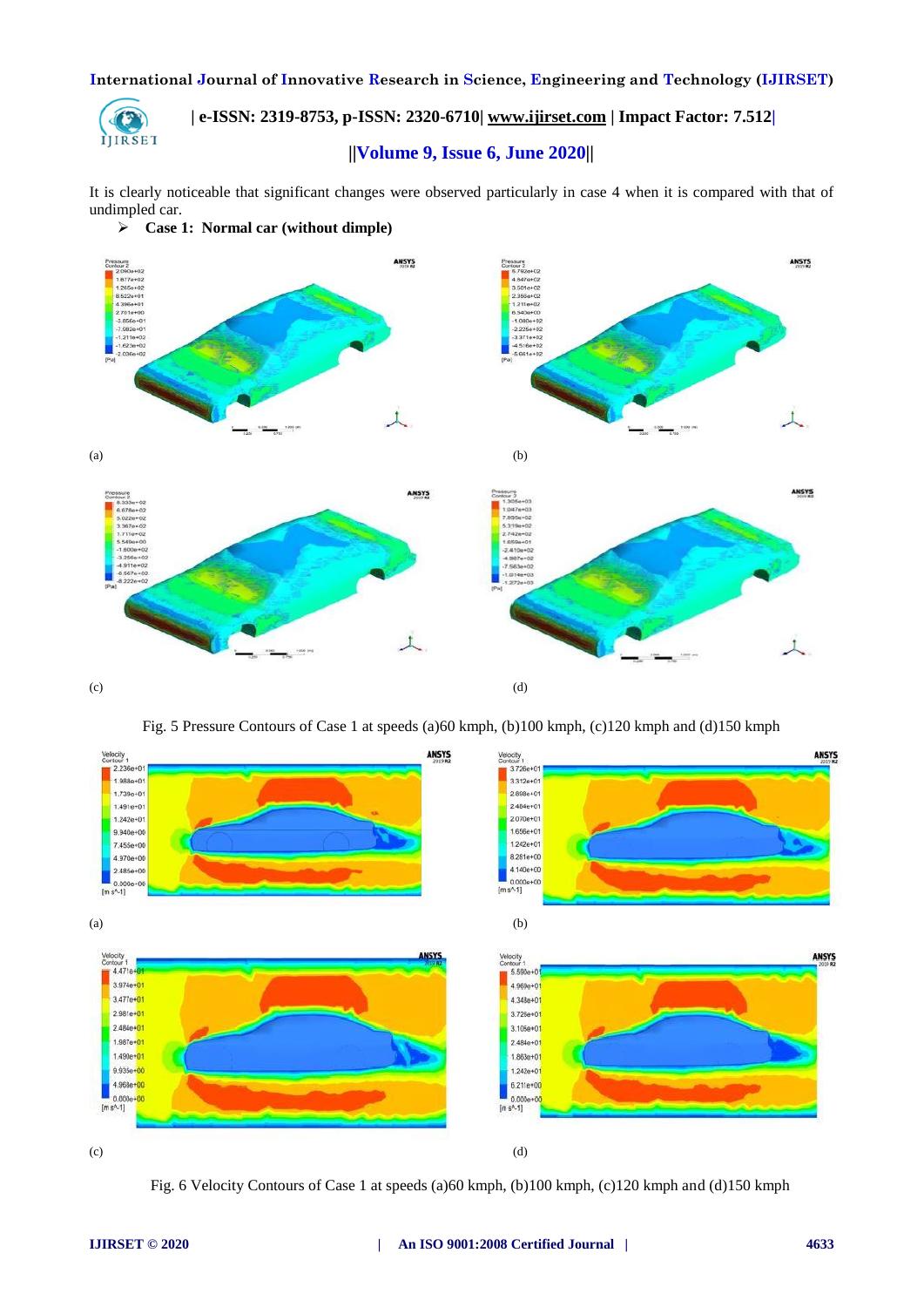It is clearly noticeable that significant changes were observed particularly in case 4 when it is compared with that of undimpled car.

- **Case 1: Normal car (without dimple)**

(a) (b)

(c) (d)

Fig. 5 Pressure Contours of Case 1 at speeds (a)60 kmph, (b)100 kmph, (c)120 kmph and (d)150 kmph

(a) (b)

(c) (d)

Fig. 6 Velocity Contours of Case 1 at speeds (a)60 kmph, (b)100 kmph, (c)120 kmph and (d)150 kmph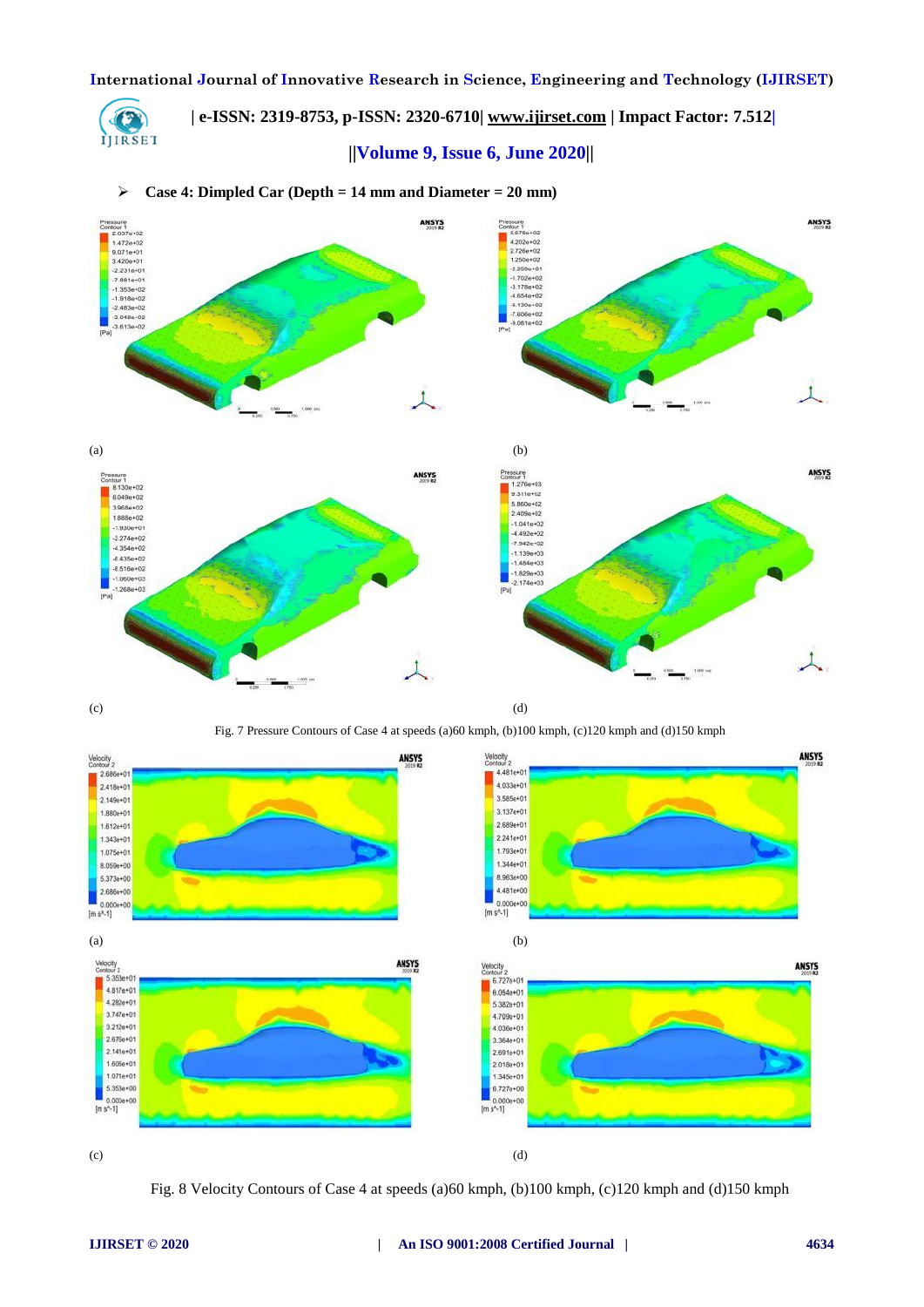➢ **Case 4: Dimpled Car (Depth = 14 mm and Diameter = 20 mm)**

(a) (b)

(c) (d)

Fig. 7 Pressure Contours of Case 4 at speeds (a)60 kmph, (b)100 kmph, (c)120 kmph and (d)150 kmph

(a) (b)

(c) (d)

Fig. 8 Velocity Contours of Case 4 at speeds (a)60 kmph, (b)100 kmph, (c)120 kmph and (d)150 kmph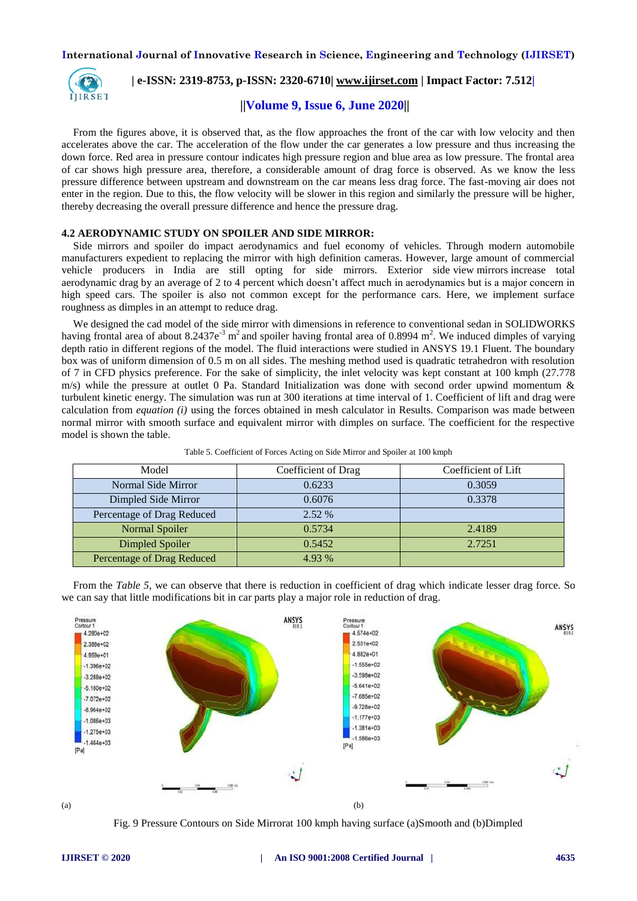From the figures above, it is observed that, as the flow approaches the front of the car with low velocity and then accelerates above the car. The acceleration of the flow under the car generates a low pressure and thus increasing the down force. Red area in pressure contour indicates high pressure region and blue area as low pressure. The frontal area of car shows high pressure area, therefore, a considerable amount of drag force is observed. As we know the less pressure difference between upstream and downstream on the car means less drag force. The fast-moving air does not enter in the region. Due to this, the flow velocity will be slower in this region and similarly the pressure will be higher, thereby decreasing the overall pressure difference and hence the pressure drag.

### 4.2 AERODYNAMIC STUDY ON SPOILER AND SIDE MIRROR:

Side mirrors and spoiler do impact aerodynamics and fuel economy of vehicles. Through modern automobile manufacturers expedient to replacing the mirror with high definition cameras. However, large amount of commercial vehicle producers in India are still opting for side mirrors. Exterior side view mirrors increase total aerodynamic drag by an average of 2 to 4 percent which doesn't affect much in aerodynamics but is a major concern in high speed cars. The spoiler is also not common except for the performance cars. Here, we implement surface roughness as dimples in an attempt to reduce drag.

We designed the cad model of the side mirror with dimensions in reference to conventional sedan in SOLIDWORKS having frontal area of about $8.2437e^{-3}$ $m^2$ and spoiler having frontal area of 0.8994 $m^2$. We induced dimples of varying depth ratio in different regions of the model. The fluid interactions were studied in ANSYS 19.1 Fluent. The boundary box was of uniform dimension of 0.5 m on all sides. The meshing method used is quadratic tetrahedron with resolution of 7 in CFD physics preference. For the sake of simplicity, the inlet velocity was kept constant at 100 kmph (27.778 m/s) while the pressure at outlet 0 Pa. Standard Initialization was done with second order upwind momentum & turbulent kinetic energy. The simulation was run at 300 iterations at time interval of 1. Coefficient of lift and drag were calculation from *equation (i)* using the forces obtained in mesh calculator in Results. Comparison was made between normal mirror with smooth surface and equivalent mirror with dimples on surface. The coefficient for the respective model is shown the table.

Table 5. Coefficient of Forces Acting on Side Mirror and Spoiler at 100 kmph

| Model | Coefficient of Drag | Coefficient of Lift |
|---|---|---|
| Normal Side Mirror | 0.6233 | 0.3059 |
| Dimpled Side Mirror | 0.6076 | 0.3378 |
| Percentage of Drag Reduced | 2.52 % | |
| Normal Spoiler | 0.5734 | 2.4189 |
| Dimpled Spoiler | 0.5452 | 2.7251 |
| Percentage of Drag Reduced | 4.93 % | |

From the *Table 5*, we can observe that there is reduction in coefficient of drag which indicate lesser drag force. So we can say that little modifications bit in car parts play a major role in reduction of drag.

(a) (b)

Fig. 9 Pressure Contours on Side Mirrorat 100 kmph having surface (a)Smooth and (b)Dimpled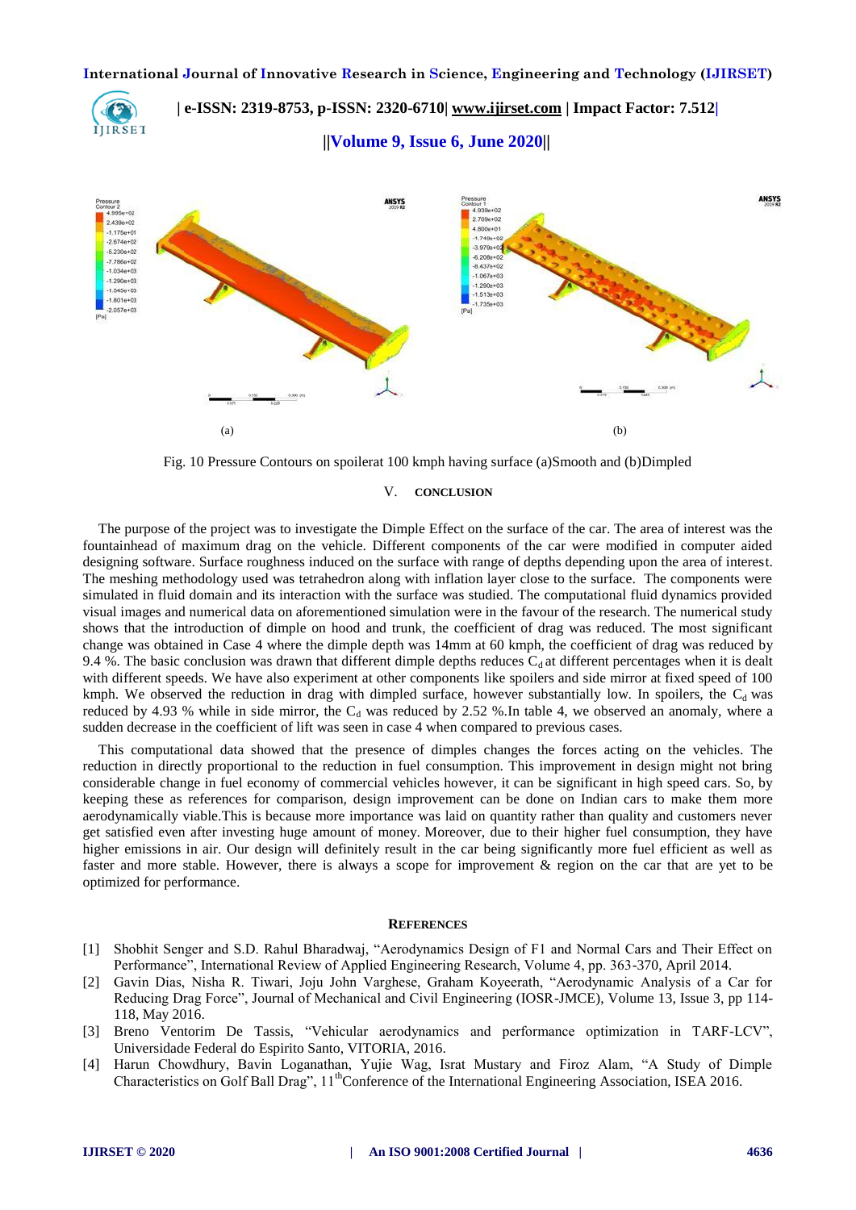Fig. 10 Pressure Contours on spoilerat 100 kmph having surface (a)Smooth and (b)Dimpled

## V. CONCLUSION

The purpose of the project was to investigate the Dimple Effect on the surface of the car. The area of interest was the fountainhead of maximum drag on the vehicle. Different components of the car were modified in computer aided designing software. Surface roughness induced on the surface with range of depths depending upon the area of interest. The meshing methodology used was tetrahedron along with inflation layer close to the surface. The components were simulated in fluid domain and its interaction with the surface was studied. The computational fluid dynamics provided visual images and numerical data on aforementioned simulation were in the favour of the research. The numerical study shows that the introduction of dimple on hood and trunk, the coefficient of drag was reduced. The most significant change was obtained in Case 4 where the dimple depth was 14mm at 60 kmph, the coefficient of drag was reduced by 9.4 %. The basic conclusion was drawn that different dimple depths reduces $C_d$ at different percentages when it is dealt with different speeds. We have also experiment at other components like spoilers and side mirror at fixed speed of 100 kmph. We observed the reduction in drag with dimpled surface, however substantially low. In spoilers, the $C_d$ was reduced by 4.93 % while in side mirror, the $C_d$ was reduced by 2.52 %.In table 4, we observed an anomaly, where a sudden decrease in the coefficient of lift was seen in case 4 when compared to previous cases.

This computational data showed that the presence of dimples changes the forces acting on the vehicles. The reduction in directly proportional to the reduction in fuel consumption. This improvement in design might not bring considerable change in fuel economy of commercial vehicles however, it can be significant in high speed cars. So, by keeping these as references for comparison, design improvement can be done on Indian cars to make them more aerodynamically viable.This is because more importance was laid on quantity rather than quality and customers never get satisfied even after investing huge amount of money. Moreover, due to their higher fuel consumption, they have higher emissions in air. Our design will definitely result in the car being significantly more fuel efficient as well as faster and more stable. However, there is always a scope for improvement & region on the car that are yet to be optimized for performance.

## REFERENCES

[1] Shobhit Senger and S.D. Rahul Bharadwaj, "Aerodynamics Design of F1 and Normal Cars and Their Effect on Performance", International Review of Applied Engineering Research, Volume 4, pp. 363-370, April 2014.

[2] Gavin Dias, Nisha R. Tiwari, Joju John Varghese, Graham Koyeerath, "Aerodynamic Analysis of a Car for Reducing Drag Force", Journal of Mechanical and Civil Engineering (IOSR-JMCE), Volume 13, Issue 3, pp 114-118, May 2016.

[3] Breno Ventorim De Tassis, "Vehicular aerodynamics and performance optimization in TARF-LCV", Universidade Federal do Espirito Santo, VITORIA, 2016.

[4] Harun Chowdhury, Bavin Loganathan, Yujie Wag, Israt Mustary and Firoz Alam, "A Study of Dimple Characteristics on Golf Ball Drag", 11th Conference of the International Engineering Association, ISEA 2016.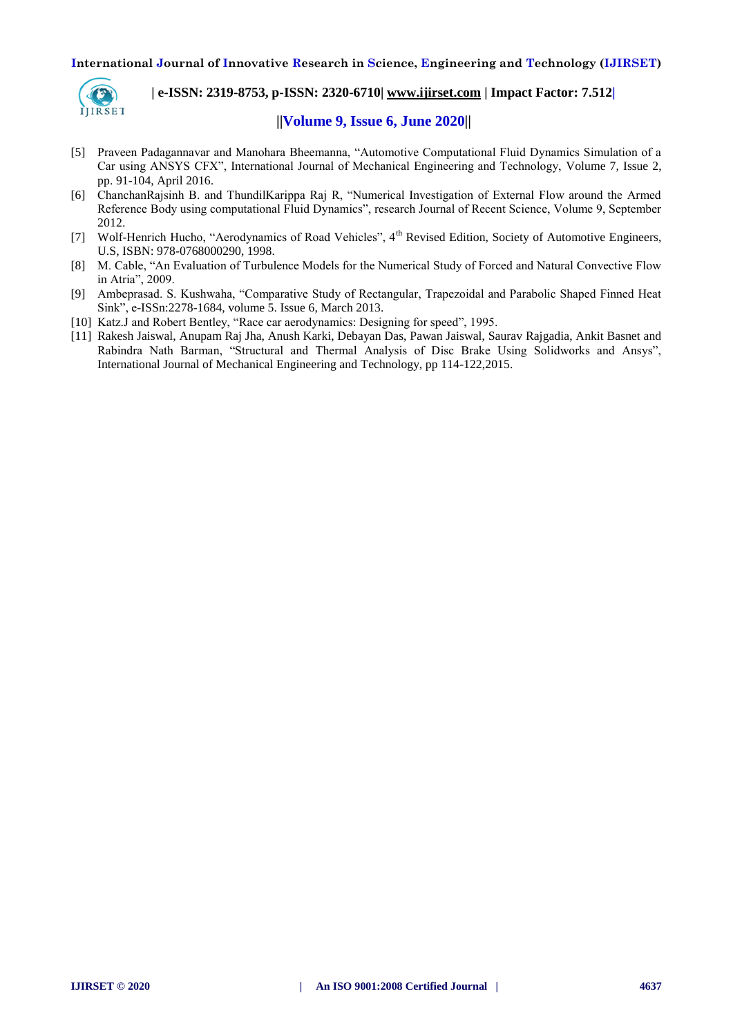[5] Praveen Padagannavar and Manohara Bheemanna, “Automotive Computational Fluid Dynamics Simulation of a Car using ANSYS CFX”, International Journal of Mechanical Engineering and Technology, Volume 7, Issue 2, pp. 91-104, April 2016.

[6] ChanchanRajsinh B. and ThundilKarippa Raj R, “Numerical Investigation of External Flow around the Armed Reference Body using computational Fluid Dynamics”, research Journal of Recent Science, Volume 9, September 2012.

[7] Wolf-Henrich Hucho, “Aerodynamics of Road Vehicles”, 4th Revised Edition, Society of Automotive Engineers, U.S, ISBN: 978-0768000290, 1998.

[8] M. Cable, “An Evaluation of Turbulence Models for the Numerical Study of Forced and Natural Convective Flow in Atria”, 2009.

[9] Ambeprasad. S. Kushwaha, “Comparative Study of Rectangular, Trapezoidal and Parabolic Shaped Finned Heat Sink”, e-ISSn:2278-1684, volume 5. Issue 6, March 2013.

[10] Katz.J and Robert Bentley, “Race car aerodynamics: Designing for speed”, 1995.

[11] Rakesh Jaiswal, Anupam Raj Jha, Anush Karki, Debayan Das, Pawan Jaiswal, Saurav Rajgadia, Ankit Basnet and Rabindra Nath Barman, “Structural and Thermal Analysis of Disc Brake Using Solidworks and Ansys”, International Journal of Mechanical Engineering and Technology, pp 114-122,2015.